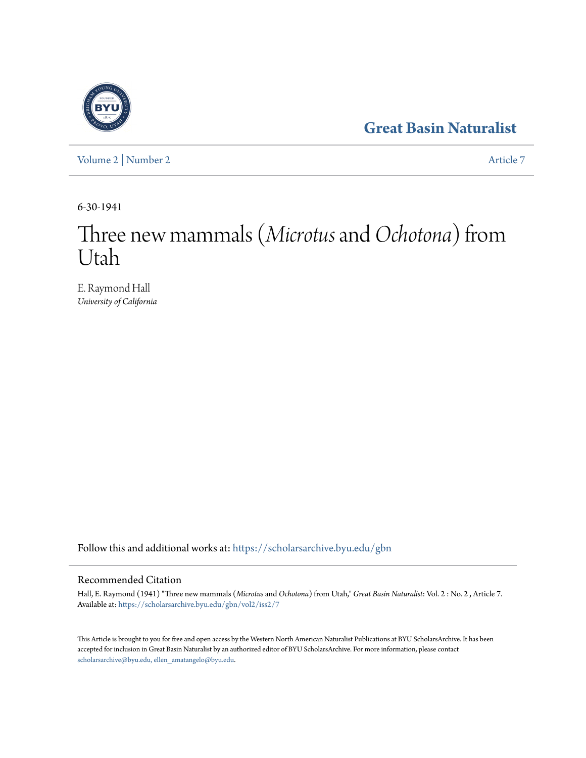Great Basin Naturalist

Volume 2 | Number 2 — Article 7

6-30-1941

# Three new mammals (*Microtus* and *Ochotona*) from Utah

E. Raymond Hall
*University of California*

Follow this and additional works at: https://scholarsarchive.byu.edu/gbn

## Recommended Citation

Hall, E. Raymond (1941) "Three new mammals (*Microtus* and *Ochotona*) from Utah," *Great Basin Naturalist*: Vol. 2 : No. 2 , Article 7.
Available at: https://scholarsarchive.byu.edu/gbn/vol2/iss2/7

This Article is brought to you for free and open access by the Western North American Naturalist Publications at BYU ScholarsArchive. It has been accepted for inclusion in Great Basin Naturalist by an authorized editor of BYU ScholarsArchive. For more information, please contact scholarsarchive@byu.edu, ellen_amatangelo@byu.edu.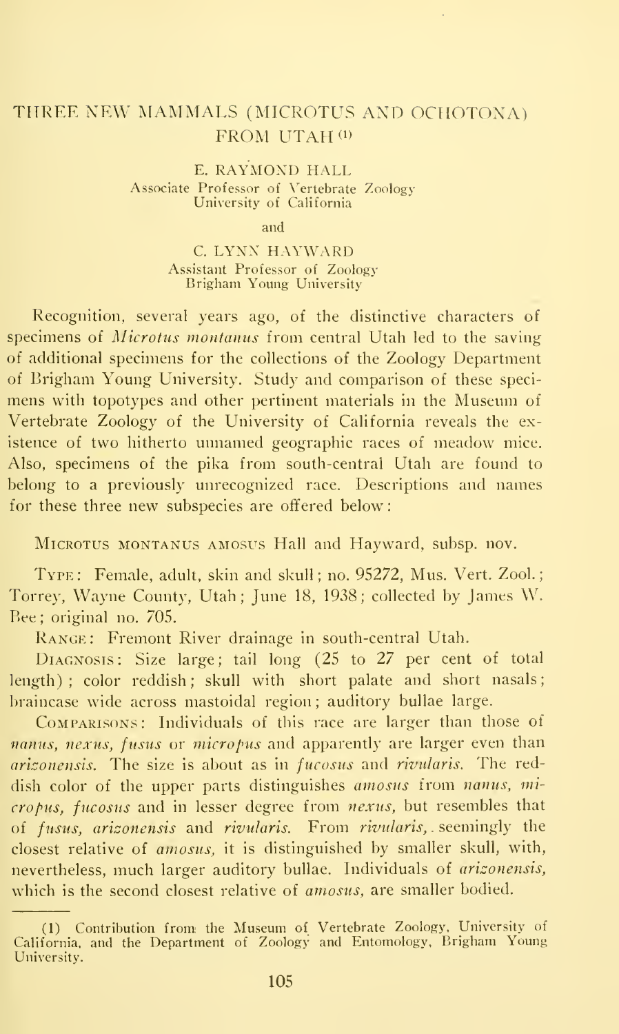# THREE NEW MAMMALS (MICROTUS AND OCHOTONA) FROM UTAH [1]

E. RAYMOND HALL
Associate Professor of Vertebrate Zoology
University of California

and

C. LYNN HAYWARD
Assistant Professor of Zoology
Brigham Young University

Recognition, several years ago, of the distinctive characters of specimens of *Microtus montanus* from central Utah led to the saving of additional specimens for the collections of the Zoology Department of Brigham Young University. Study and comparison of these specimens with topotypes and other pertinent materials in the Museum of Vertebrate Zoology of the University of California reveals the existence of two hitherto unnamed geographic races of meadow mice. Also, specimens of the pika from south-central Utah are found to belong to a previously unrecognized race. Descriptions and names for these three new subspecies are offered below:

MICROTUS MONTANUS AMOSUS Hall and Hayward, subsp. nov.

TYPE: Female, adult, skin and skull; no. 95272, Mus. Vert. Zool.; Torrey, Wayne County, Utah; June 18, 1938; collected by James W. Bee; original no. 705.

RANGE: Fremont River drainage in south-central Utah.

DIAGNOSIS: Size large; tail long (25 to 27 per cent of total length); color reddish; skull with short palate and short nasals; braincase wide across mastoidal region; auditory bullae large.

COMPARISONS: Individuals of this race are larger than those of *nanus*, *nexus*, *fusus* or *micropus* and apparently are larger even than *arizonensis*. The size is about as in *fucosus* and *rivularis*. The reddish color of the upper parts distinguishes *amosus* from *nanus*, *micropus*, *fucosus* and in lesser degree from *nexus*, but resembles that of *fusus*, *arizonensis* and *rivularis*. From *rivularis*, seemingly the closest relative of *amosus*, it is distinguished by smaller skull, with, nevertheless, much larger auditory bullae. Individuals of *arizonensis*, which is the second closest relative of *amosus*, are smaller bodied.

---

[1] Contribution from the Museum of Vertebrate Zoology, University of California, and the Department of Zoology and Entomology, Brigham Young University.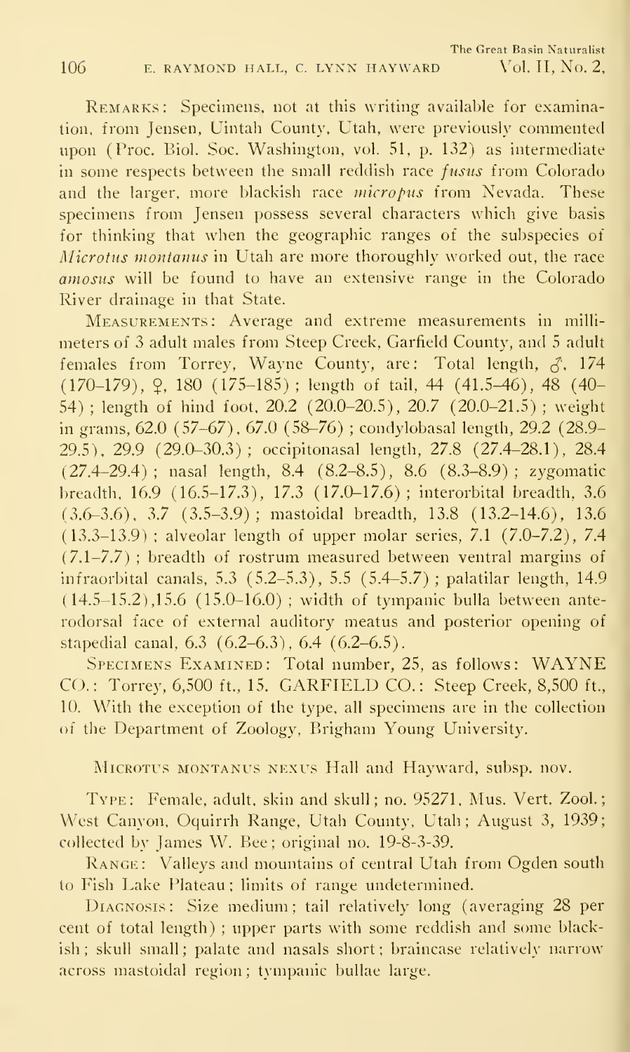REMARKS: Specimens, not at this writing available for examination, from Jensen, Uintah County, Utah, were previously commented upon (Proc. Biol. Soc. Washington, vol. 51, p. 132) as intermediate in some respects between the small reddish race *fusus* from Colorado and the larger, more blackish race *micropus* from Nevada. These specimens from Jensen possess several characters which give basis for thinking that when the geographic ranges of the subspecies of *Microtus montanus* in Utah are more thoroughly worked out, the race *amosus* will be found to have an extensive range in the Colorado River drainage in that State.

MEASUREMENTS: Average and extreme measurements in millimeters of 3 adult males from Steep Creek, Garfield County, and 5 adult females from Torrey, Wayne County, are: Total length, ♂, 174 (170–179), ♀, 180 (175–185); length of tail, 44 (41.5–46), 48 (40–54); length of hind foot, 20.2 (20.0–20.5), 20.7 (20.0–21.5); weight in grams, 62.0 (57–67), 67.0 (58–76); condylobasal length, 29.2 (28.9–29.5), 29.9 (29.0–30.3); occipitonasal length, 27.8 (27.4–28.1), 28.4 (27.4–29.4); nasal length, 8.4 (8.2–8.5), 8.6 (8.3–8.9); zygomatic breadth, 16.9 (16.5–17.3), 17.3 (17.0–17.6); interorbital breadth, 3.6 (3.6–3.6), 3.7 (3.5–3.9); mastoidal breadth, 13.8 (13.2–14.6), 13.6 (13.3–13.9); alveolar length of upper molar series, 7.1 (7.0–7.2), 7.4 (7.1–7.7); breadth of rostrum measured between ventral margins of infraorbital canals, 5.3 (5.2–5.3), 5.5 (5.4–5.7); palatilar length, 14.9 (14.5–15.2), 15.6 (15.0–16.0); width of tympanic bulla between anterodorsal face of external auditory meatus and posterior opening of stapedial canal, 6.3 (6.2–6.3), 6.4 (6.2–6.5).

SPECIMENS EXAMINED: Total number, 25, as follows: WAYNE CO.: Torrey, 6,500 ft., 15. GARFIELD CO.: Steep Creek, 8,500 ft., 10. With the exception of the type, all specimens are in the collection of the Department of Zoology, Brigham Young University.

### MICROTUS MONTANUS NEXUS Hall and Hayward, subsp. nov.

TYPE: Female, adult, skin and skull; no. 95271, Mus. Vert. Zool.; West Canyon, Oquirrh Range, Utah County, Utah; August 3, 1939; collected by James W. Bee; original no. 19-8-3-39.

RANGE: Valleys and mountains of central Utah from Ogden south to Fish Lake Plateau; limits of range undetermined.

DIAGNOSIS: Size medium; tail relatively long (averaging 28 per cent of total length); upper parts with some reddish and some blackish; skull small; palate and nasals short; braincase relatively narrow across mastoidal region; tympanic bullae large.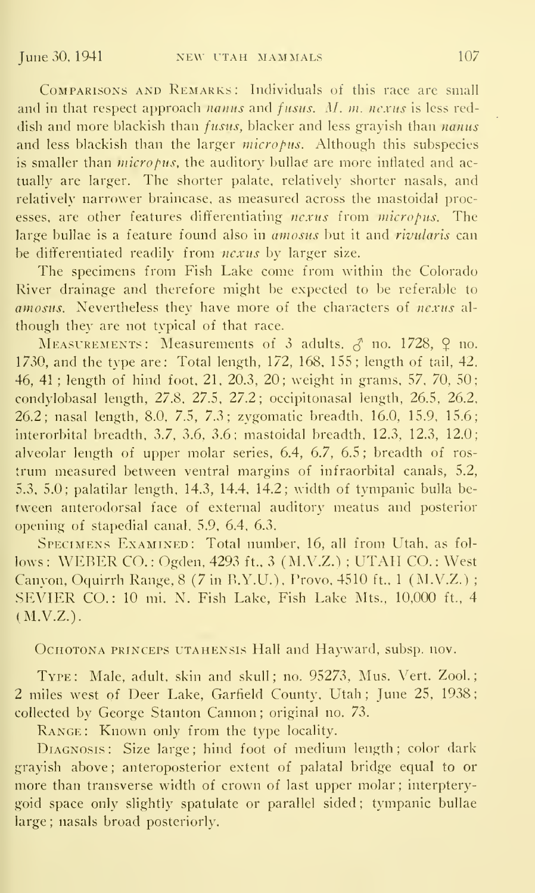COMPARISONS AND REMARKS: Individuals of this race are small and in that respect approach *nanus* and *fusus*. *M. m. nexus* is less reddish and more blackish than *fusus*, blacker and less grayish than *nanus* and less blackish than the larger *micropus*. Although this subspecies is smaller than *micropus*, the auditory bullae are more inflated and actually are larger. The shorter palate, relatively shorter nasals, and relatively narrower braincase, as measured across the mastoidal processes, are other features differentiating *nexus* from *micropus*. The large bullae is a feature found also in *amosus* but it and *rivularis* can be differentiated readily from *nexus* by larger size.

The specimens from Fish Lake come from within the Colorado River drainage and therefore might be expected to be referable to *amosus*. Nevertheless they have more of the characters of *nexus* although they are not typical of that race.

MEASUREMENTS: Measurements of 3 adults, ♂ no. 1728, ♀ no. 1730, and the type are: Total length, 172, 168, 155; length of tail, 42, 46, 41; length of hind foot, 21, 20.3, 20; weight in grams, 57, 70, 50; condylobasal length, 27.8, 27.5, 27.2; occipitonasal length, 26.5, 26.2, 26.2; nasal length, 8.0, 7.5, 7.3; zygomatic breadth, 16.0, 15.9, 15.6; interorbital breadth, 3.7, 3.6, 3.6; mastoidal breadth, 12.3, 12.3, 12.0; alveolar length of upper molar series, 6.4, 6.7, 6.5; breadth of rostrum measured between ventral margins of infraorbital canals, 5.2, 5.3, 5.0; palatilar length, 14.3, 14.4, 14.2; width of tympanic bulla between anterodorsal face of external auditory meatus and posterior opening of stapedial canal, 5.9, 6.4, 6.3.

SPECIMENS EXAMINED: Total number, 16, all from Utah, as follows: WEBER CO.: Ogden, 4293 ft., 3 (M.V.Z.); UTAH CO.: West Canyon, Oquirrh Range, 8 (7 in B.Y.U.), Provo, 4510 ft., 1 (M.V.Z.); SEVIER CO.: 10 mi. N. Fish Lake, Fish Lake Mts., 10,000 ft., 4 (M.V.Z.).

OCHOTONA PRINCEPS UTAHENSIS Hall and Hayward, subsp. nov.

TYPE: Male, adult, skin and skull; no. 95273, Mus. Vert. Zool.; 2 miles west of Deer Lake, Garfield County, Utah; June 25, 1938; collected by George Stanton Cannon; original no. 73.

RANGE: Known only from the type locality.

DIAGNOSIS: Size large; hind foot of medium length; color dark grayish above; anteroposterior extent of palatal bridge equal to or more than transverse width of crown of last upper molar; interpterygoid space only slightly spatulate or parallel sided; tympanic bullae large; nasals broad posteriorly.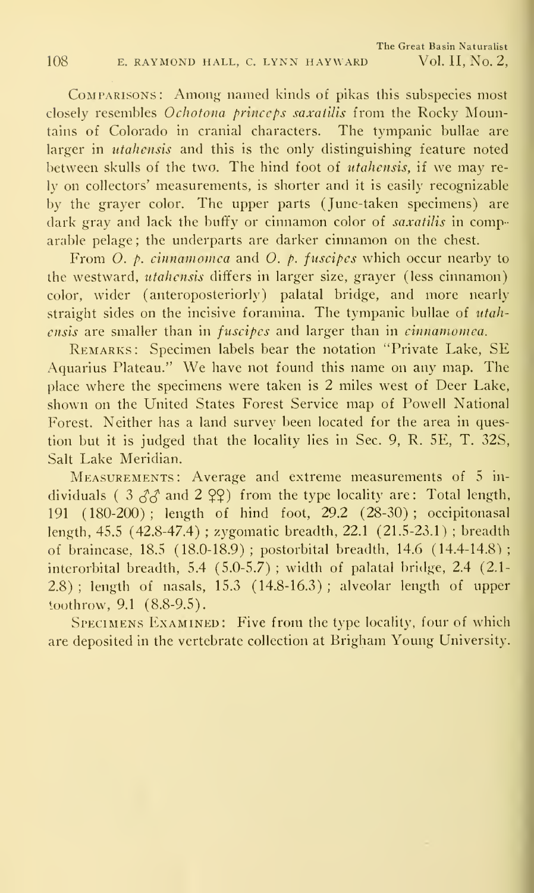COMPARISONS: Among named kinds of pikas this subspecies most closely resembles *Ochotona princeps saxatilis* from the Rocky Mountains of Colorado in cranial characters. The tympanic bullae are larger in *utahensis* and this is the only distinguishing feature noted between skulls of the two. The hind foot of *utahensis*, if we may rely on collectors' measurements, is shorter and it is easily recognizable by the grayer color. The upper parts (June-taken specimens) are dark gray and lack the buffy or cinnamon color of *saxatilis* in comparable pelage; the underparts are darker cinnamon on the chest.

From *O. p. cinnamomea* and *O. p. fuscipes* which occur nearby to the westward, *utahensis* differs in larger size, grayer (less cinnamon) color, wider (anteroposteriorly) palatal bridge, and more nearly straight sides on the incisive foramina. The tympanic bullae of *utahensis* are smaller than in *fuscipes* and larger than in *cinnamomea*.

REMARKS: Specimen labels bear the notation "Private Lake, SE Aquarius Plateau." We have not found this name on any map. The place where the specimens were taken is 2 miles west of Deer Lake, shown on the United States Forest Service map of Powell National Forest. Neither has a land survey been located for the area in question but it is judged that the locality lies in Sec. 9, R. 5E, T. 32S, Salt Lake Meridian.

MEASUREMENTS: Average and extreme measurements of 5 individuals (3 ♂♂ and 2 ♀♀) from the type locality are: Total length, 191 (180-200); length of hind foot, 29.2 (28-30); occipitonasal length, 45.5 (42.8-47.4); zygomatic breadth, 22.1 (21.5-23.1); breadth of braincase, 18.5 (18.0-18.9); postorbital breadth, 14.6 (14.4-14.8); interorbital breadth, 5.4 (5.0-5.7); width of palatal bridge, 2.4 (2.1-2.8); length of nasals, 15.3 (14.8-16.3); alveolar length of upper toothrow, 9.1 (8.8-9.5).

SPECIMENS EXAMINED: Five from the type locality, four of which are deposited in the vertebrate collection at Brigham Young University.